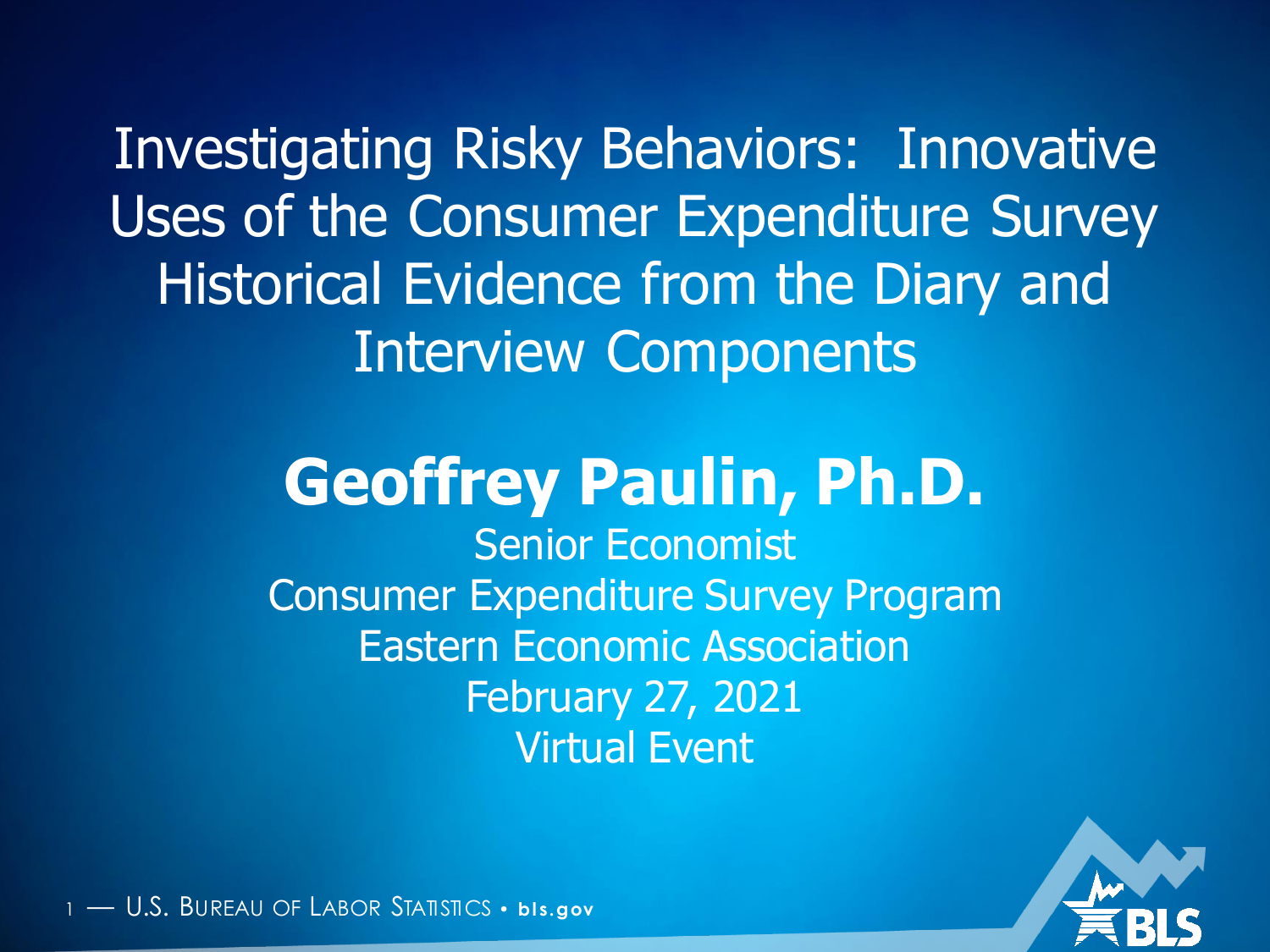# Investigating Risky Behaviors: Innovative Uses of the Consumer Expenditure Survey Historical Evidence from the Diary and Interview Components

## Geoffrey Paulin, Ph.D.

Senior Economist
Consumer Expenditure Survey Program
Eastern Economic Association
February 27, 2021
Virtual Event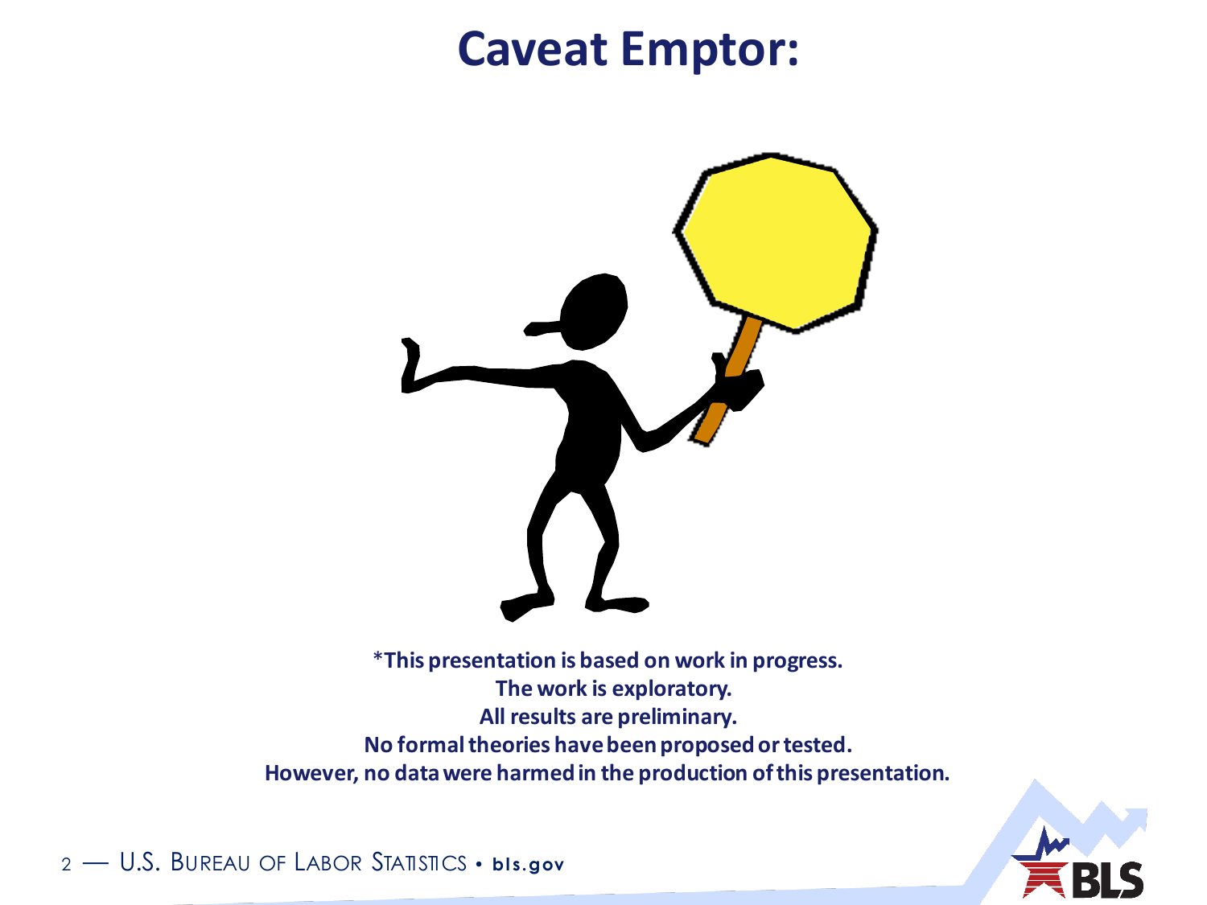# Caveat Emptor:

**\*This presentation is based on work in progress.**
**The work is exploratory.**
**All results are preliminary.**
**No formal theories have been proposed or tested.**
**However, no data were harmed in the production of this presentation.**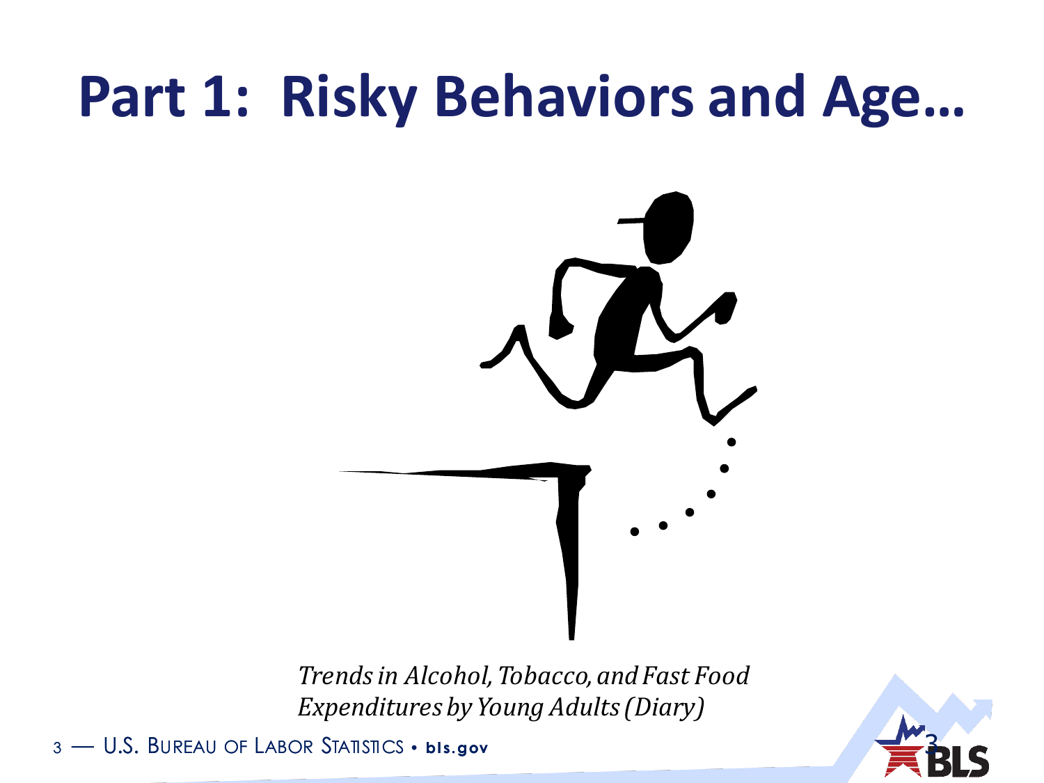# Part 1: Risky Behaviors and Age…

*Trends in Alcohol, Tobacco, and Fast Food Expenditures by Young Adults (Diary)*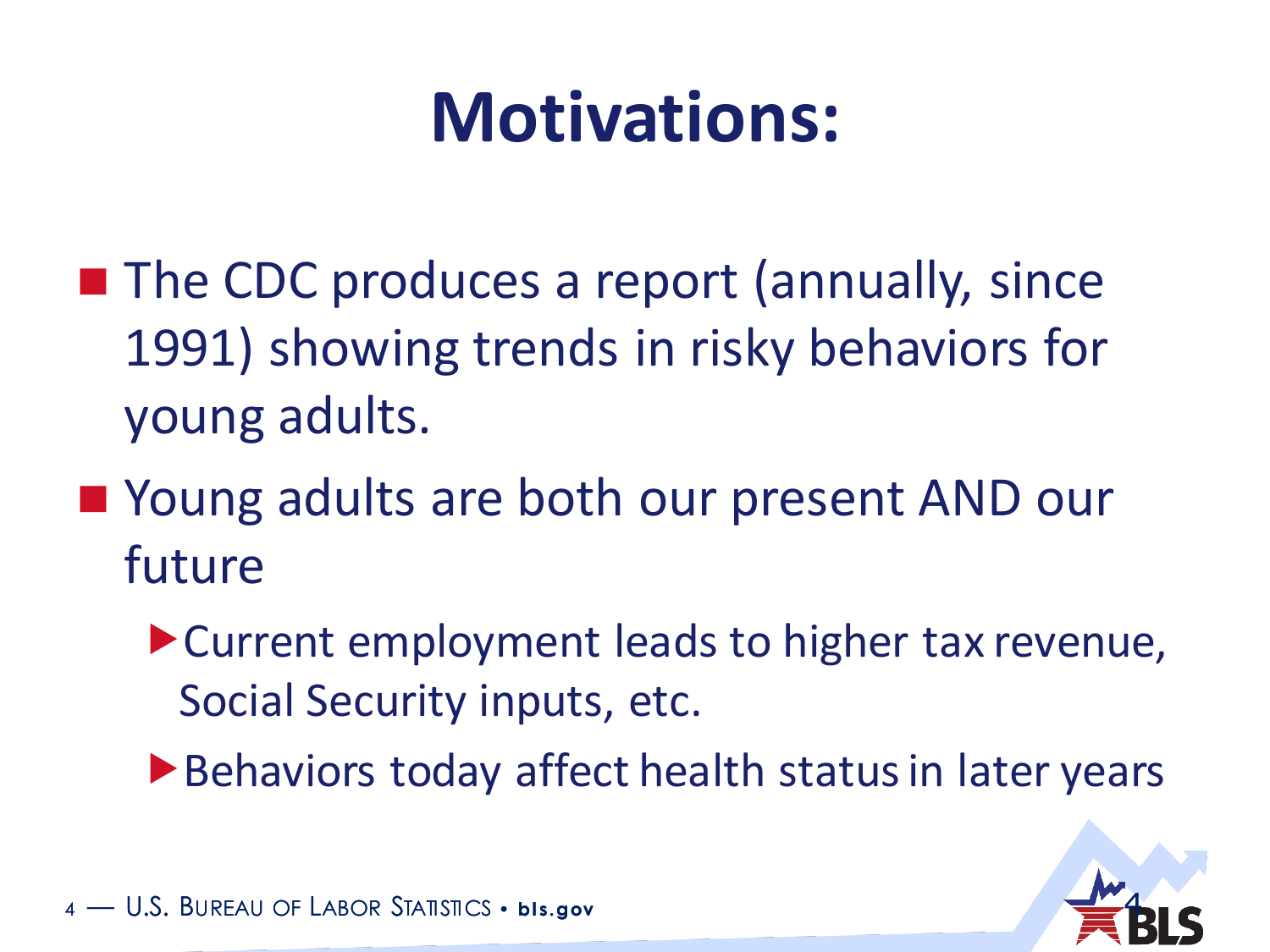# Motivations:

- The CDC produces a report (annually, since 1991) showing trends in risky behaviors for young adults.
- Young adults are both our present AND our future
  - Current employment leads to higher tax revenue, Social Security inputs, etc.
  - Behaviors today affect health status in later years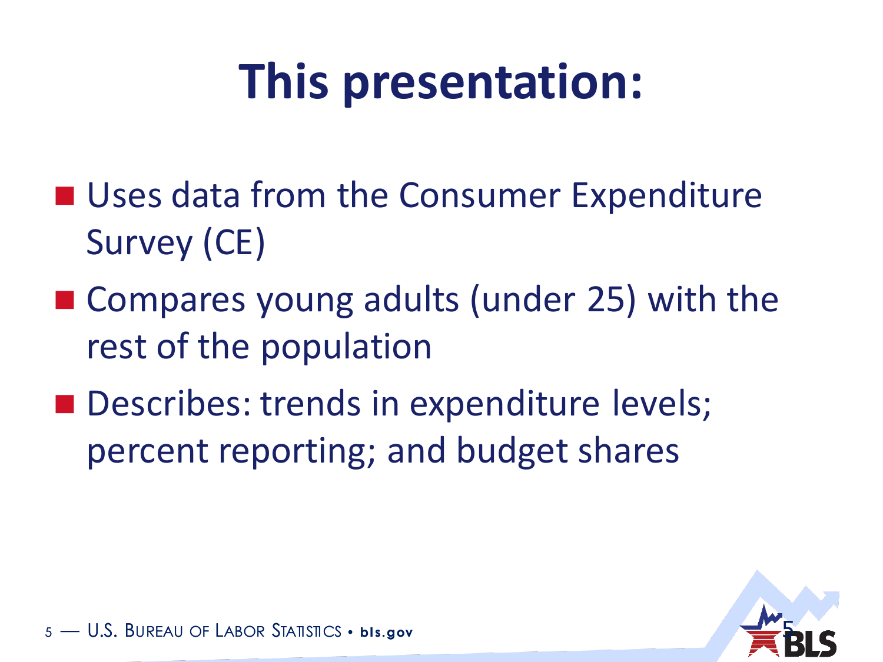# This presentation:

- Uses data from the Consumer Expenditure Survey (CE)
- Compares young adults (under 25) with the rest of the population
- Describes: trends in expenditure levels; percent reporting; and budget shares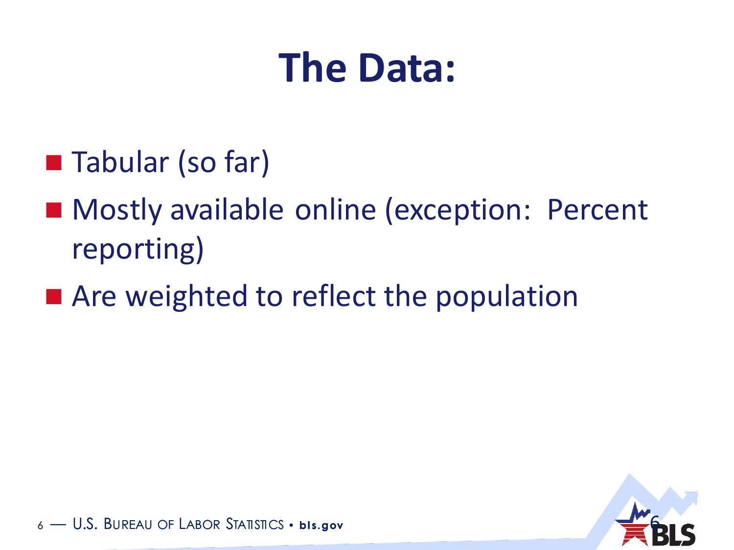# The Data:

- Tabular (so far)
- Mostly available online (exception: Percent reporting)
- Are weighted to reflect the population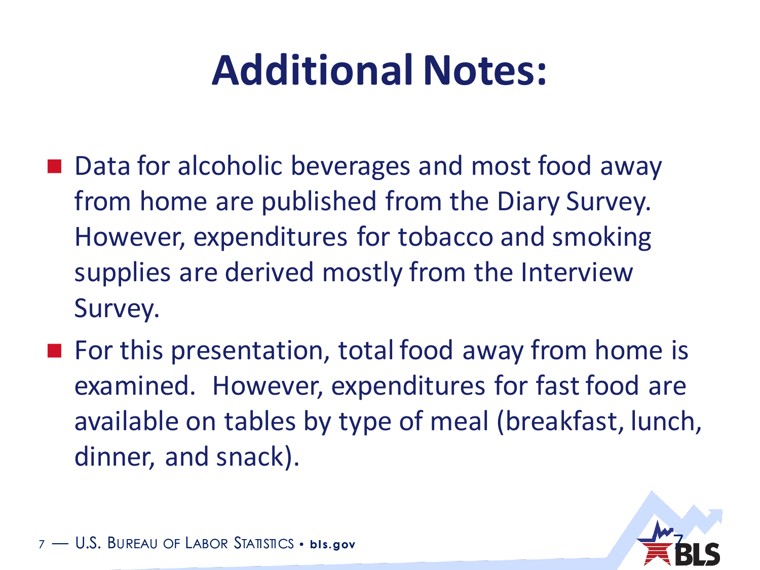# Additional Notes:

- Data for alcoholic beverages and most food away from home are published from the Diary Survey. However, expenditures for tobacco and smoking supplies are derived mostly from the Interview Survey.
- For this presentation, total food away from home is examined. However, expenditures for fast food are available on tables by type of meal (breakfast, lunch, dinner, and snack).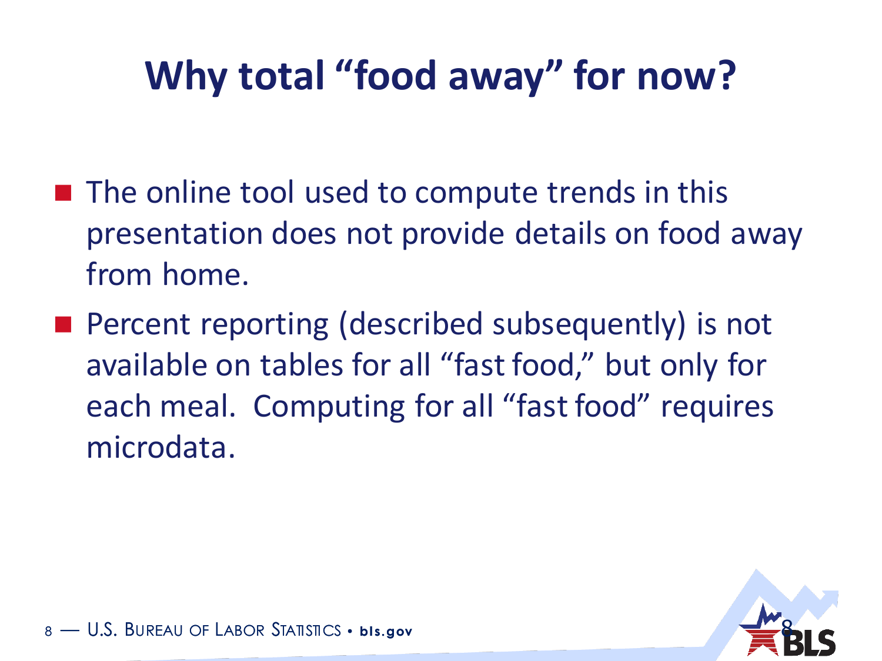# Why total "food away" for now?

- The online tool used to compute trends in this presentation does not provide details on food away from home.
- Percent reporting (described subsequently) is not available on tables for all "fast food," but only for each meal. Computing for all "fast food" requires microdata.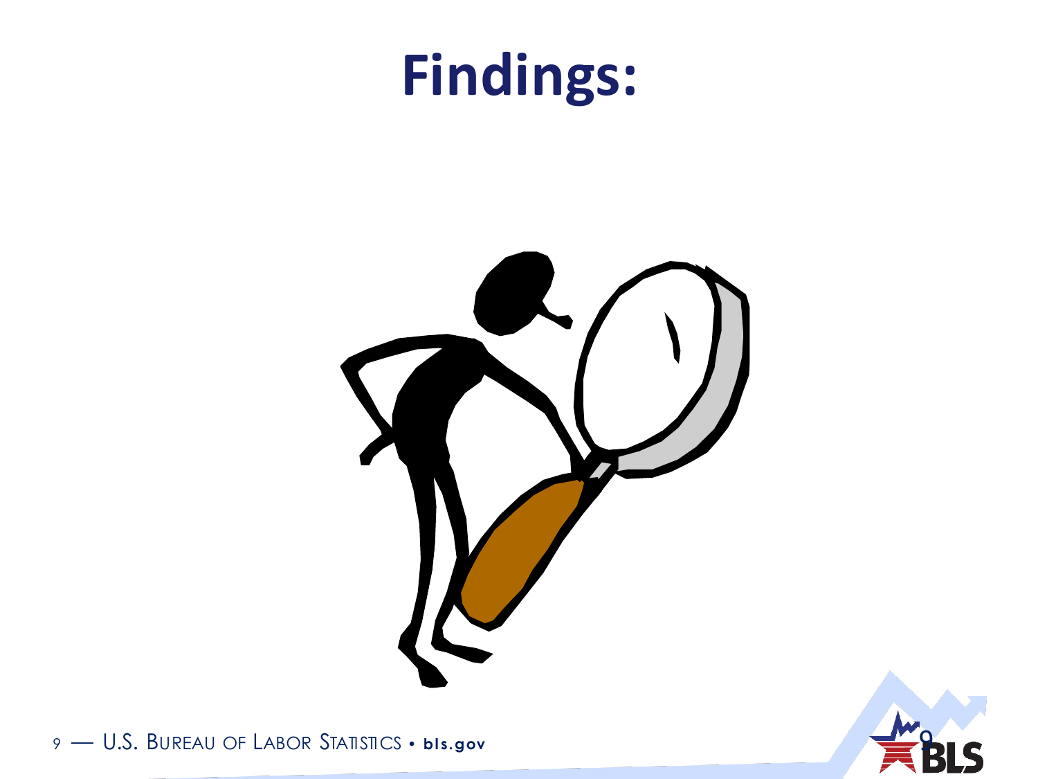# Findings: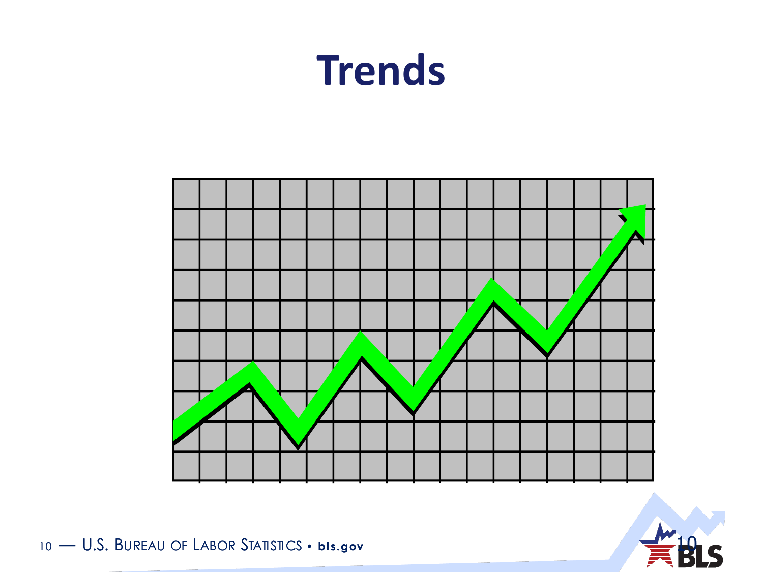# Trends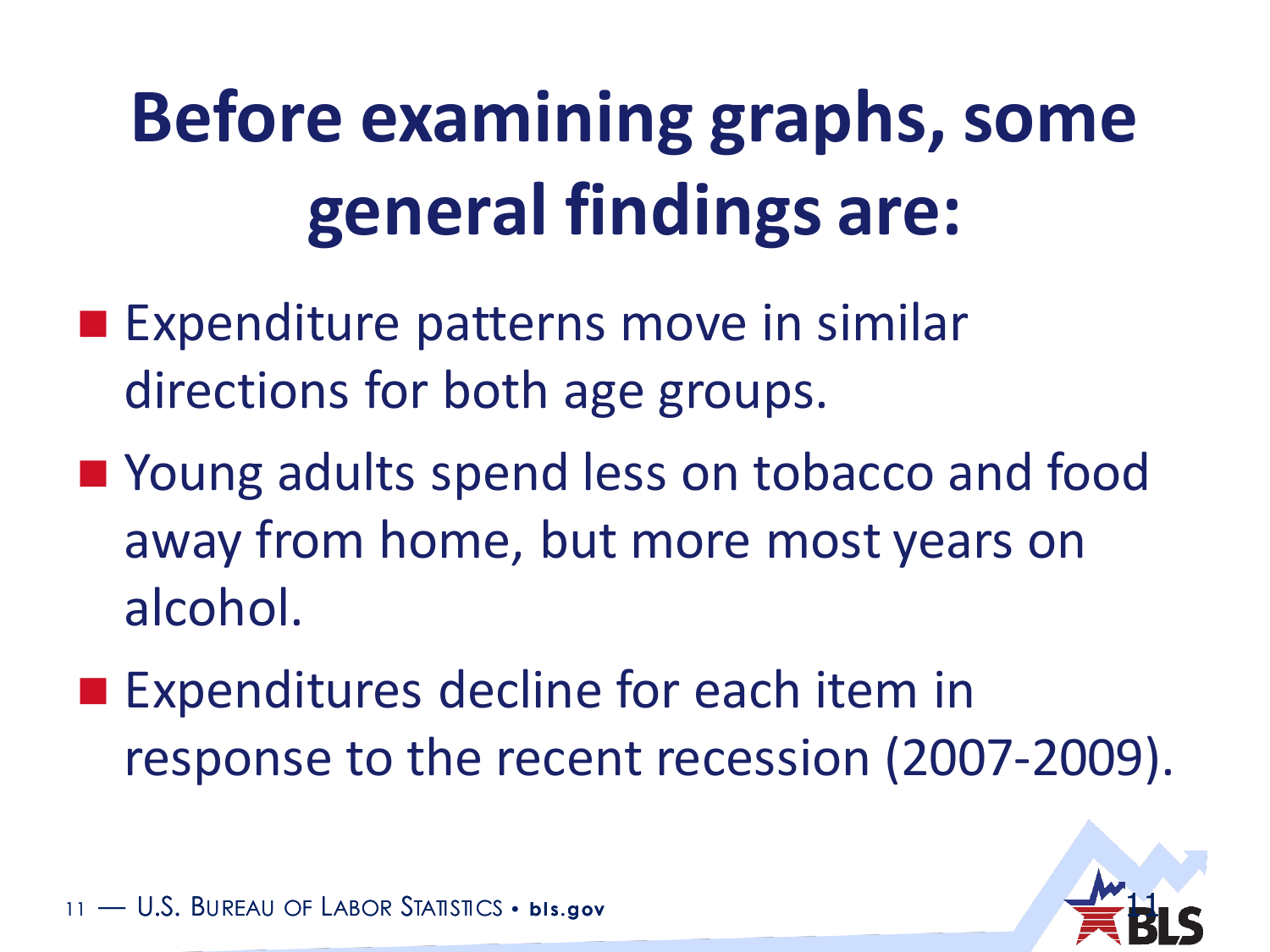# Before examining graphs, some general findings are:

- Expenditure patterns move in similar directions for both age groups.
- Young adults spend less on tobacco and food away from home, but more most years on alcohol.
- Expenditures decline for each item in response to the recent recession (2007-2009).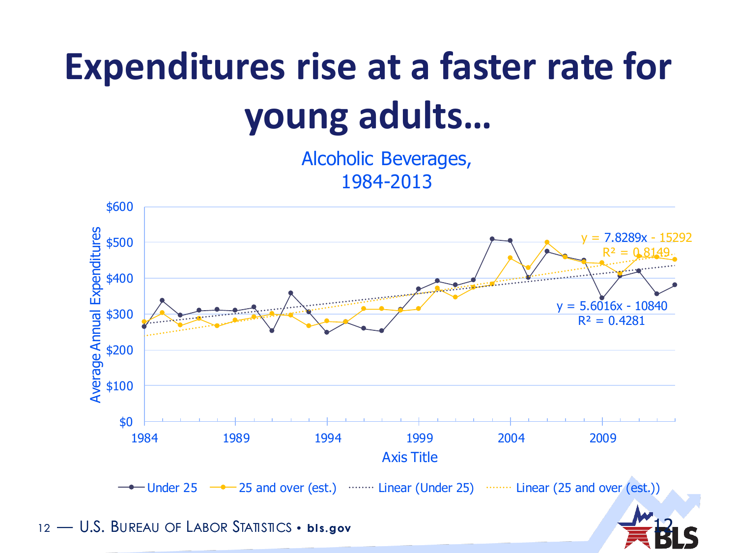# Expenditures rise at a faster rate for young adults…

Alcoholic Beverages, 1984-2013

Average Annual Expenditures

$600
$500
$400
$300
$200
$100
$0

1984 1989 1994 1999 2004 2009

Axis Title

$y = 7.8289x - 15292$
$R^2 = 0.8149$

$y = 5.6016x - 10840$
$R^2 = 0.4281$

Under 25 — 25 and over (est.) — Linear (Under 25) — Linear (25 and over (est.))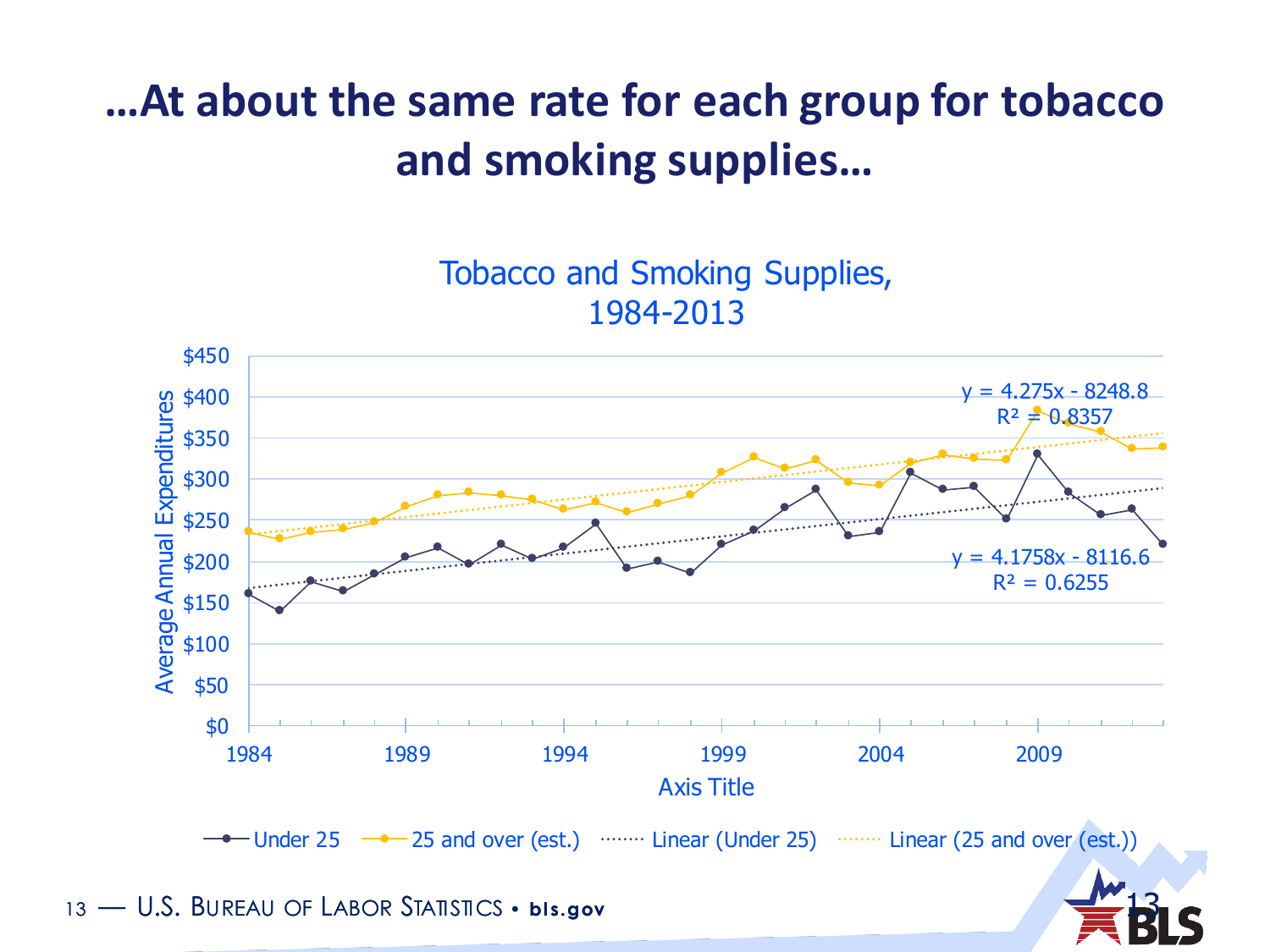# …At about the same rate for each group for tobacco and smoking supplies…

Tobacco and Smoking Supplies, 1984-2013

$y = 4.275x - 8248.8$
$R^2 = 0.8357$

$y = 4.1758x - 8116.6$
$R^2 = 0.6255$

Average Annual Expenditures

Axis Title

Under 25 · 25 and over (est.) · Linear (Under 25) · Linear (25 and over (est.))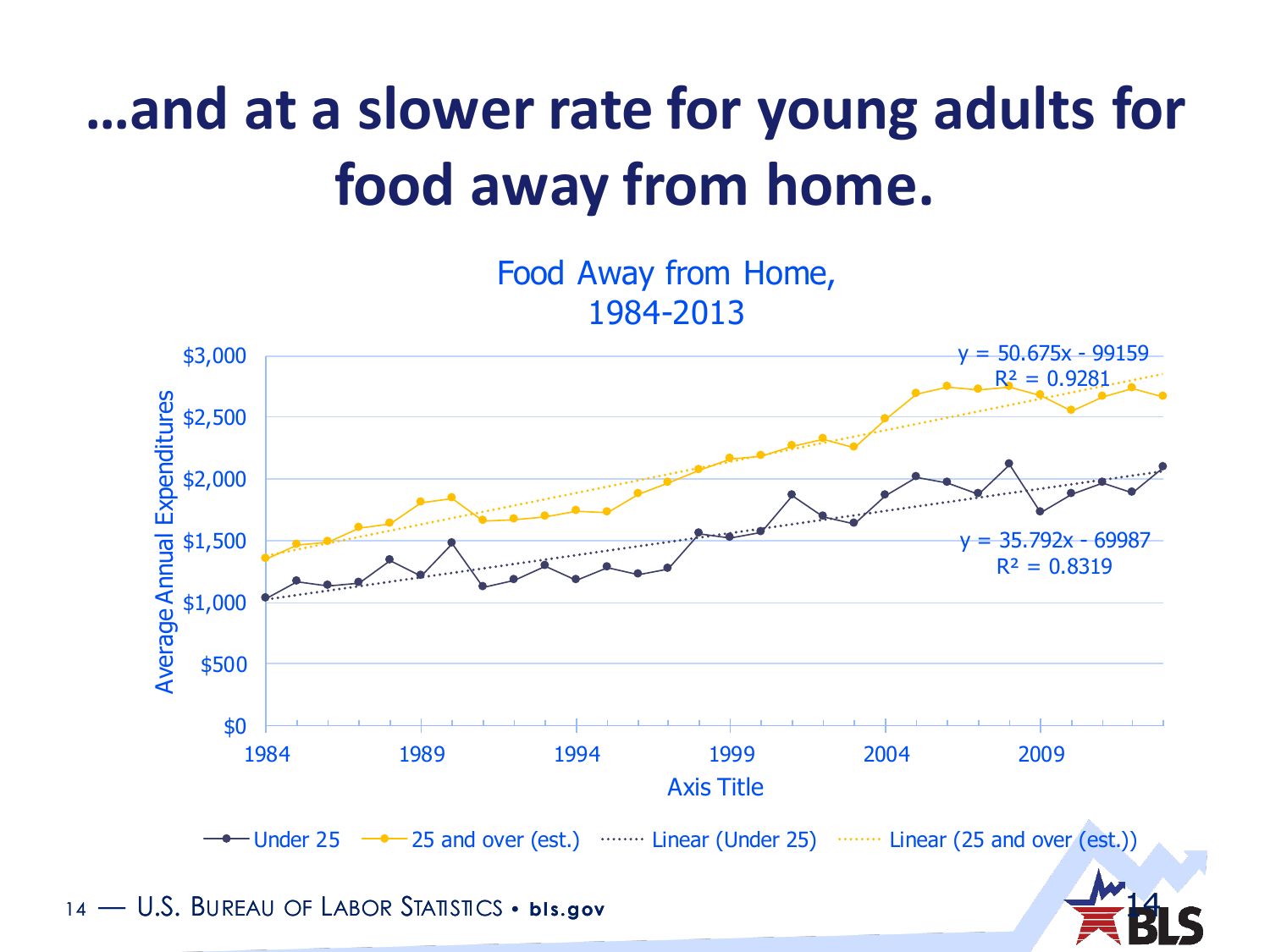# …and at a slower rate for young adults for food away from home.

Food Away from Home, 1984-2013

$y = 50.675x - 99159$
$R^2 = 0.9281$

$y = 35.792x - 69987$
$R^2 = 0.8319$

Average Annual Expenditures: $0, $500, $1,000, $1,500, $2,000, $2,500, $3,000

Axis Title: 1984, 1989, 1994, 1999, 2004, 2009

Under 25 — 25 and over (est.) — Linear (Under 25) — Linear (25 and over (est.))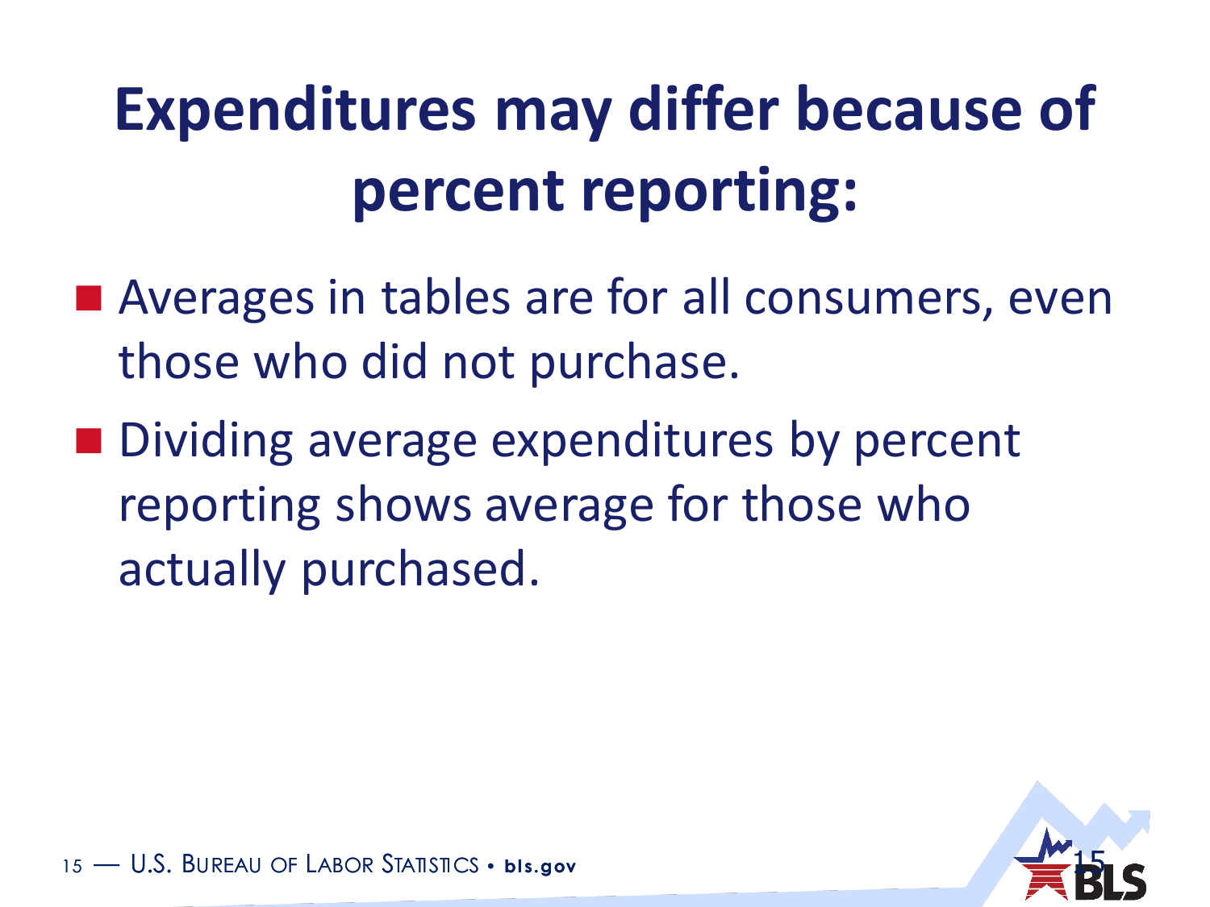# Expenditures may differ because of percent reporting:

- Averages in tables are for all consumers, even those who did not purchase.
- Dividing average expenditures by percent reporting shows average for those who actually purchased.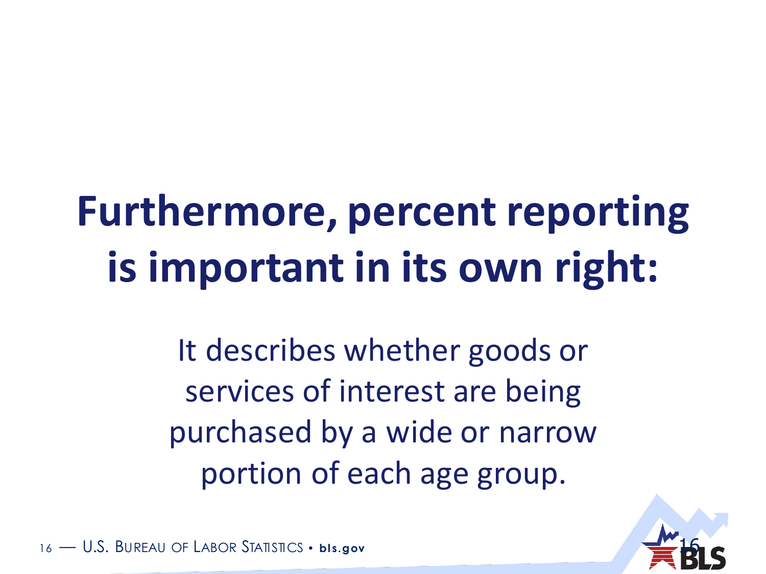# Furthermore, percent reporting is important in its own right:

It describes whether goods or services of interest are being purchased by a wide or narrow portion of each age group.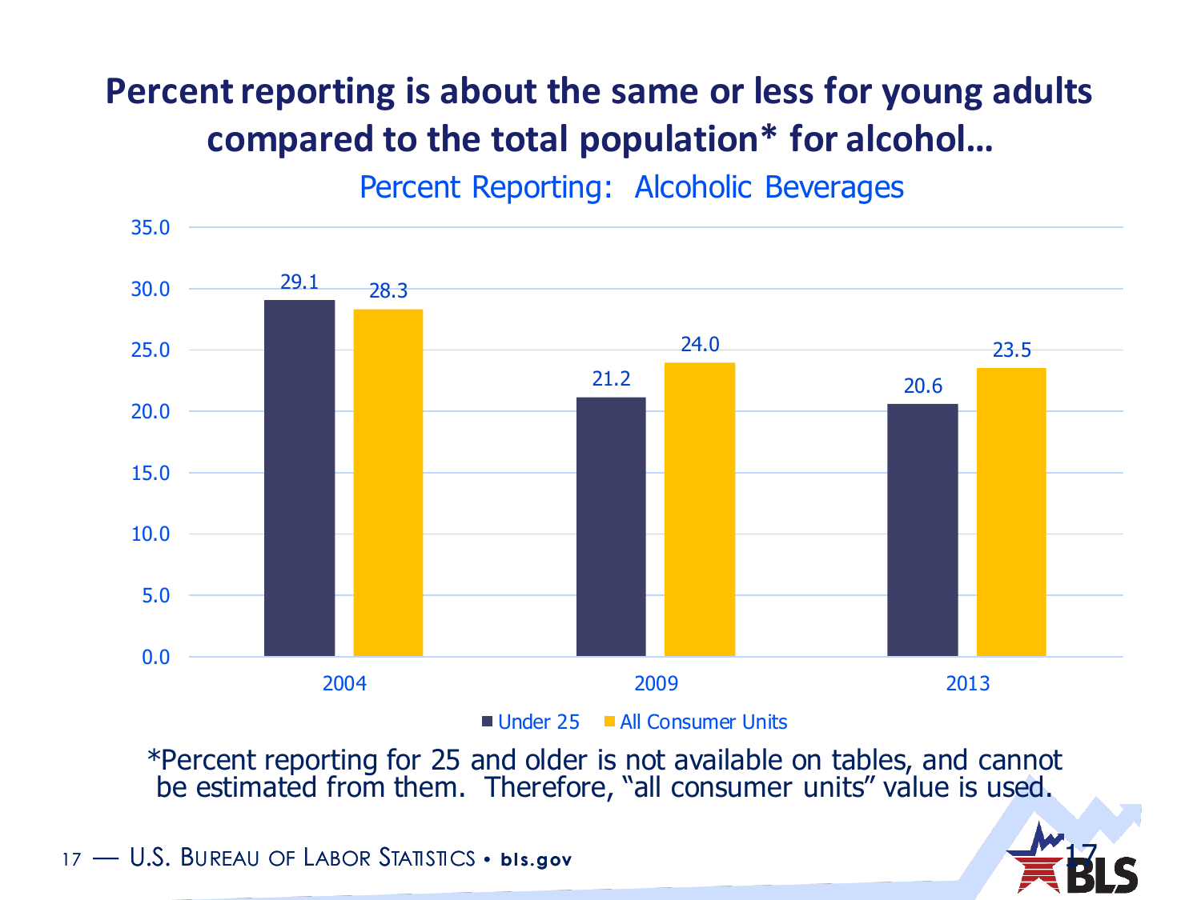# Percent reporting is about the same or less for young adults compared to the total population* for alcohol…

Percent Reporting: Alcoholic Beverages

| Year | Under 25 | All Consumer Units |
|---|---|---|
| 2004 | 29.1 | 28.3 |
| 2009 | 21.2 | 24.0 |
| 2013 | 20.6 | 23.5 |

*Percent reporting for 25 and older is not available on tables, and cannot be estimated from them. Therefore, "all consumer units" value is used.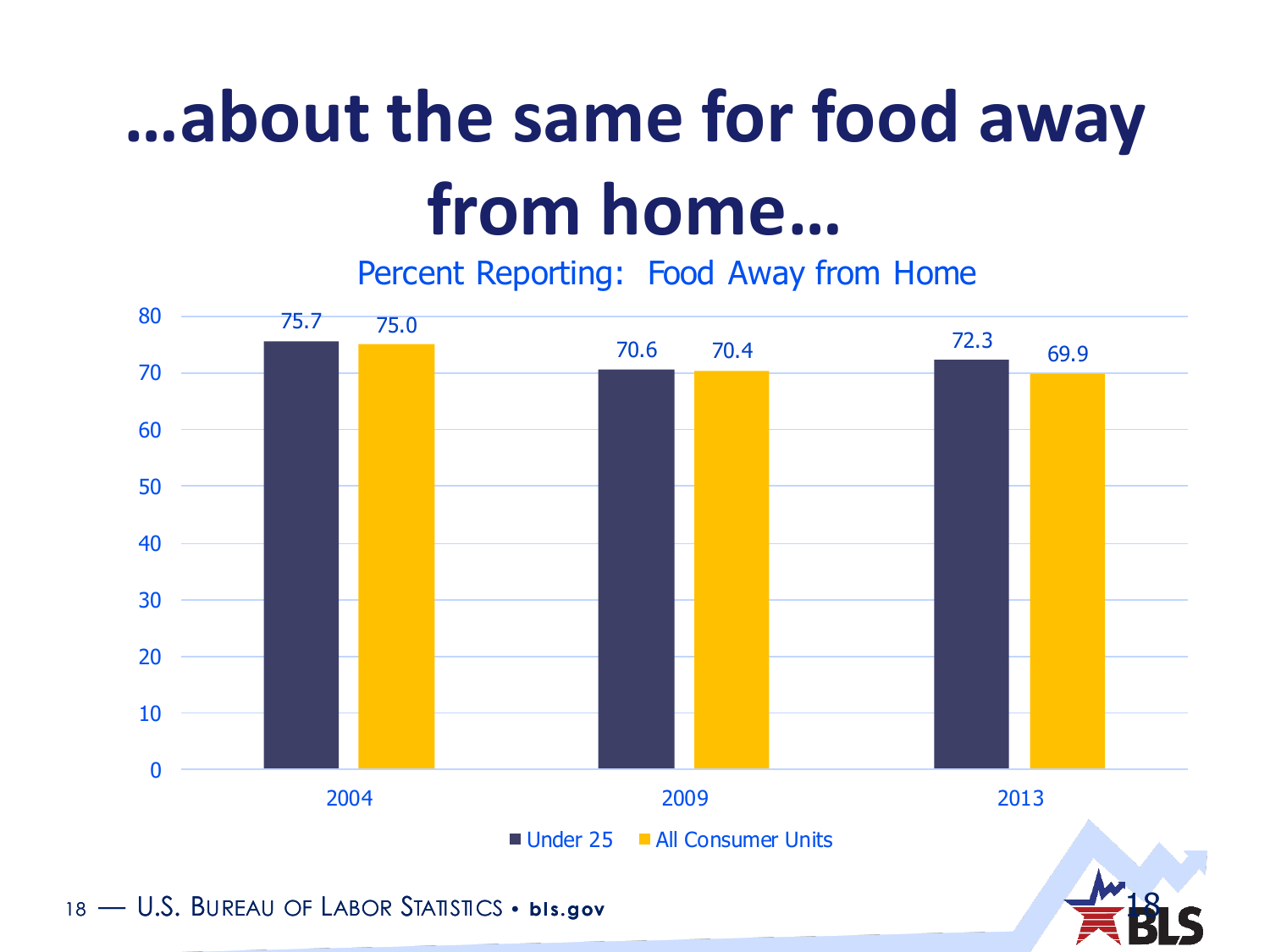# …about the same for food away from home…

**Percent Reporting: Food Away from Home**

| Year | Under 25 | All Consumer Units |
|---|---|---|
| 2004 | 75.7 | 75.0 |
| 2009 | 70.6 | 70.4 |
| 2013 | 72.3 | 69.9 |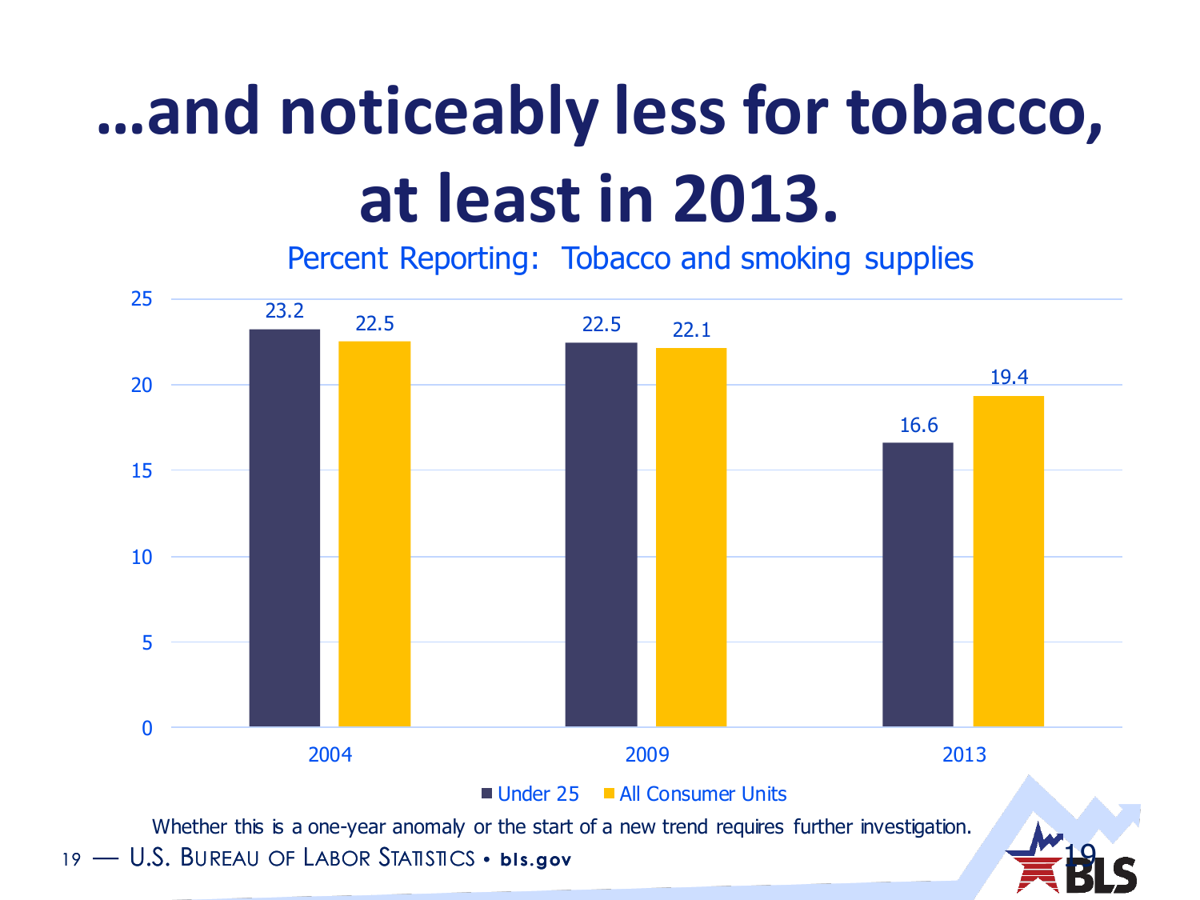# …and noticeably less for tobacco, at least in 2013.

Percent Reporting: Tobacco and smoking supplies

| Year | Under 25 | All Consumer Units |
|---|---|---|
| 2004 | 23.2 | 22.5 |
| 2009 | 22.5 | 22.1 |
| 2013 | 16.6 | 19.4 |

Whether this is a one-year anomaly or the start of a new trend requires further investigation.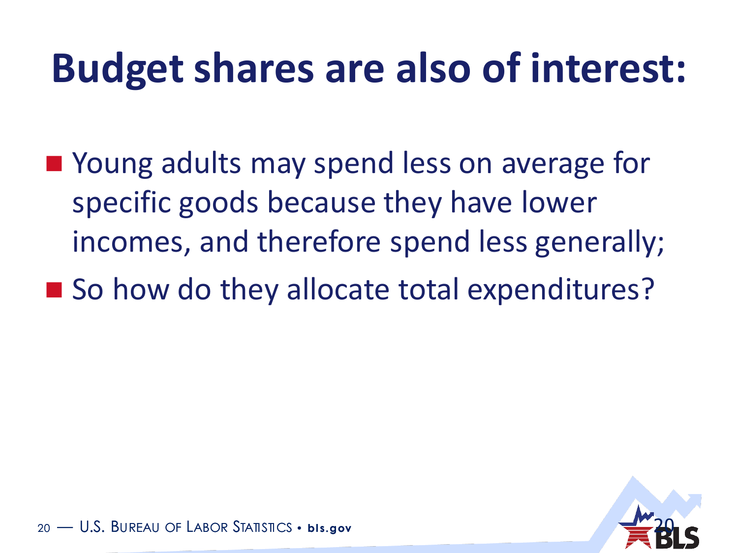# Budget shares are also of interest:

- Young adults may spend less on average for specific goods because they have lower incomes, and therefore spend less generally;
- So how do they allocate total expenditures?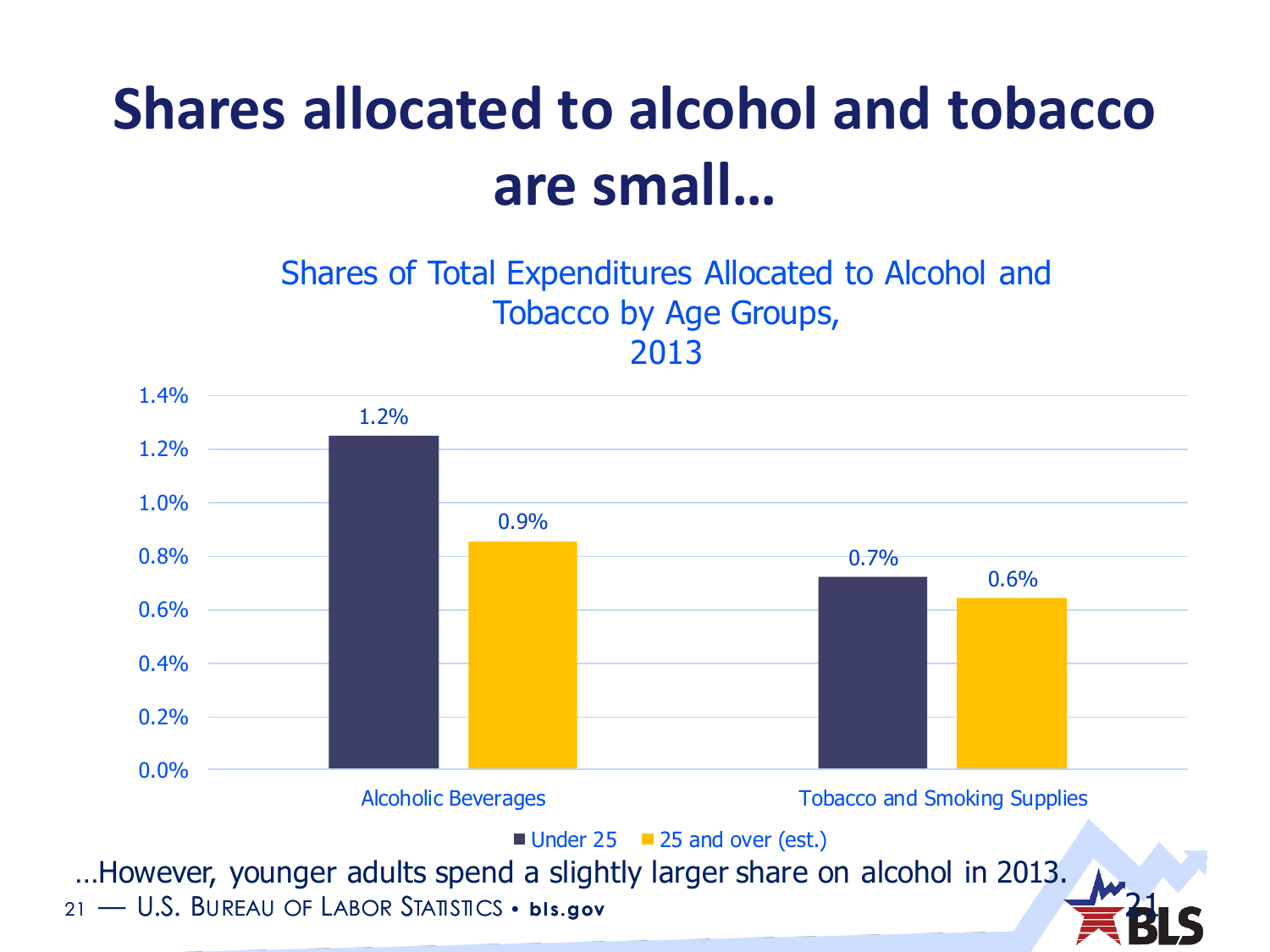# Shares allocated to alcohol and tobacco are small…

Shares of Total Expenditures Allocated to Alcohol and Tobacco by Age Groups, 2013

| | Under 25 | 25 and over (est.) |
|---|---|---|
| Alcoholic Beverages | 1.2% | 0.9% |
| Tobacco and Smoking Supplies | 0.7% | 0.6% |

…However, younger adults spend a slightly larger share on alcohol in 2013.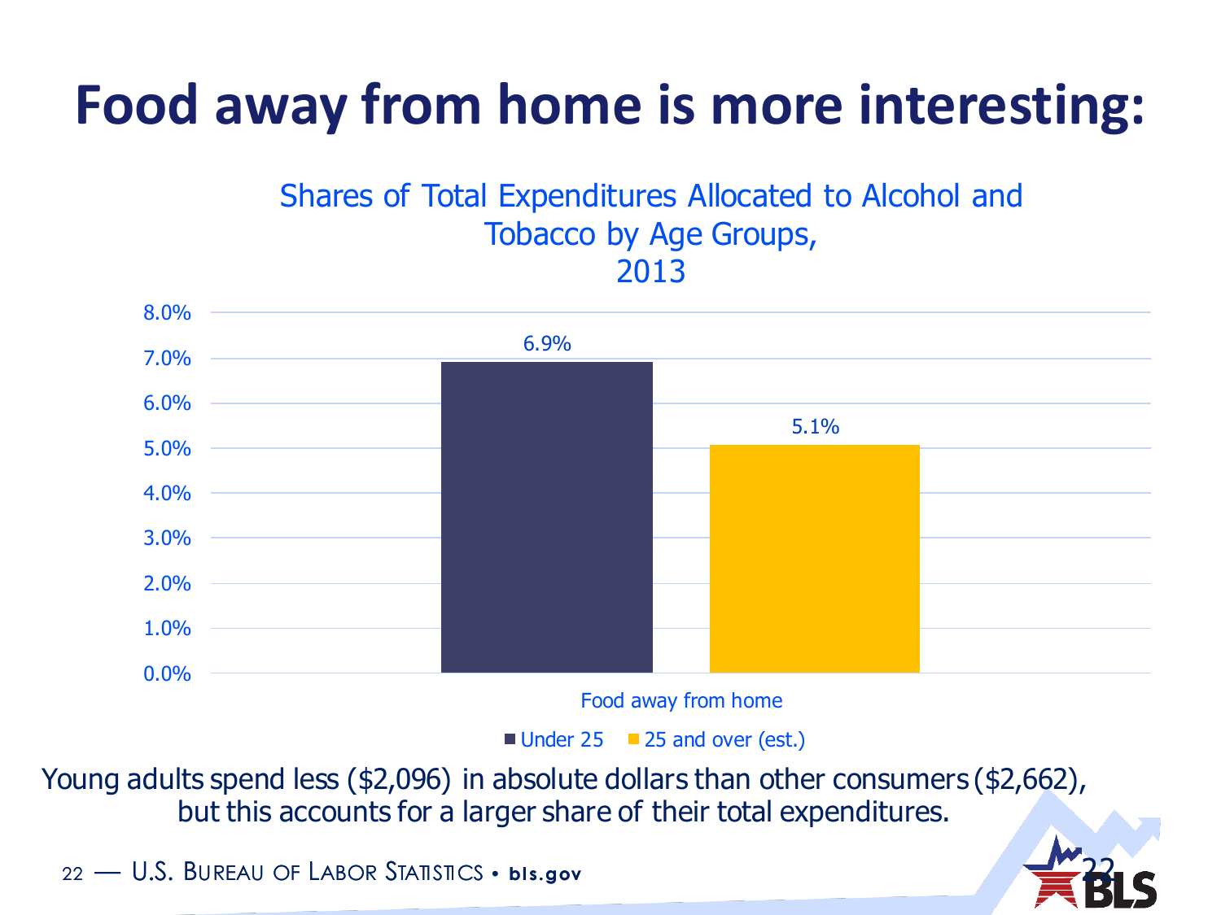# Food away from home is more interesting:

Shares of Total Expenditures Allocated to Alcohol and Tobacco by Age Groups, 2013

| | Under 25 | 25 and over (est.) |
|---|---|---|
| Food away from home | 6.9% | 5.1% |

Young adults spend less ($2,096) in absolute dollars than other consumers ($2,662), but this accounts for a larger share of their total expenditures.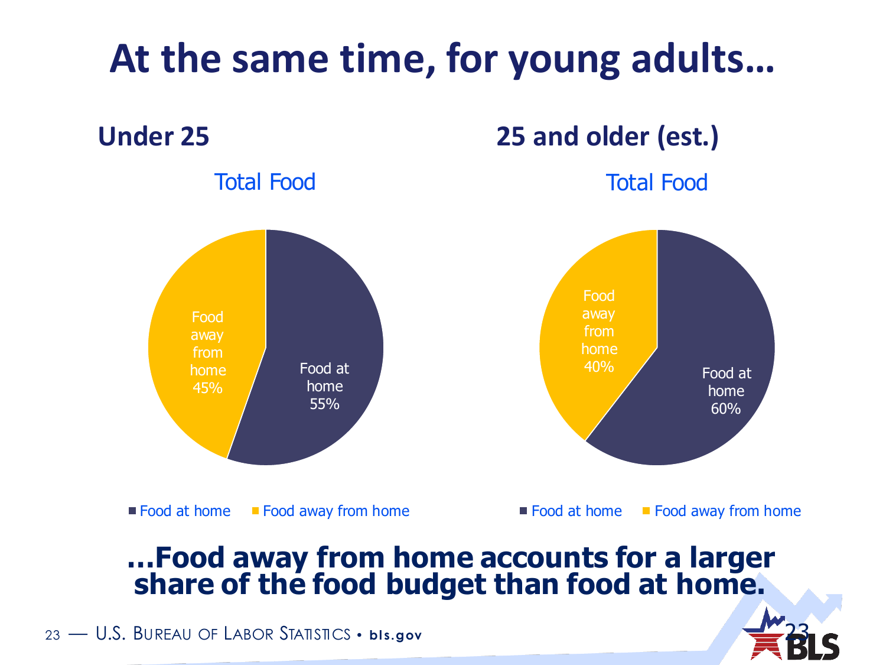# At the same time, for young adults…

## Under 25

Total Food

Food away from home 45%

Food at home 55%

■ Food at home ■ Food away from home

## 25 and older (est.)

Total Food

Food away from home 40%

Food at home 60%

■ Food at home ■ Food away from home

**…Food away from home accounts for a larger share of the food budget than food at home.**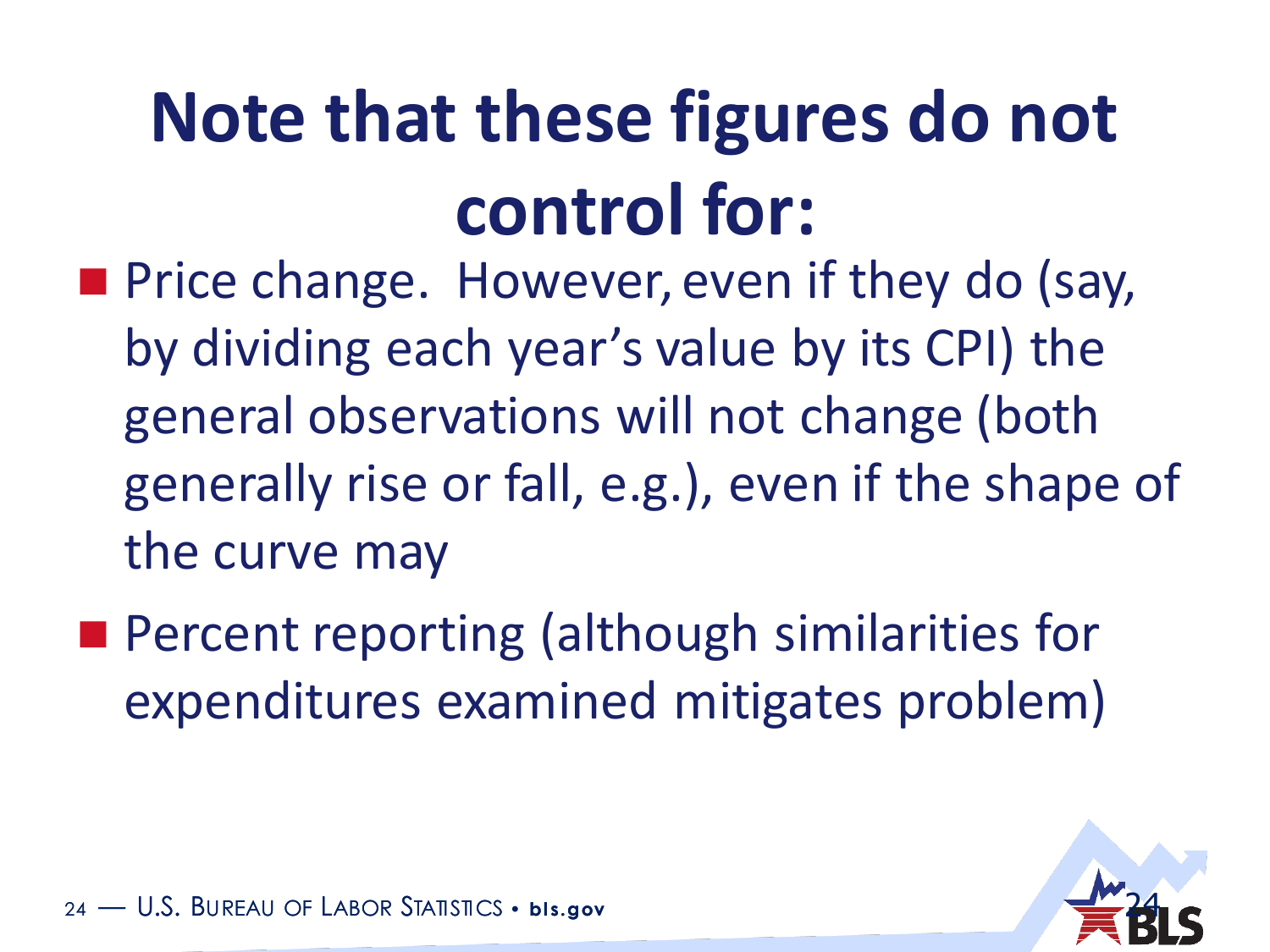# Note that these figures do not control for:

- Price change. However, even if they do (say, by dividing each year's value by its CPI) the general observations will not change (both generally rise or fall, e.g.), even if the shape of the curve may
- Percent reporting (although similarities for expenditures examined mitigates problem)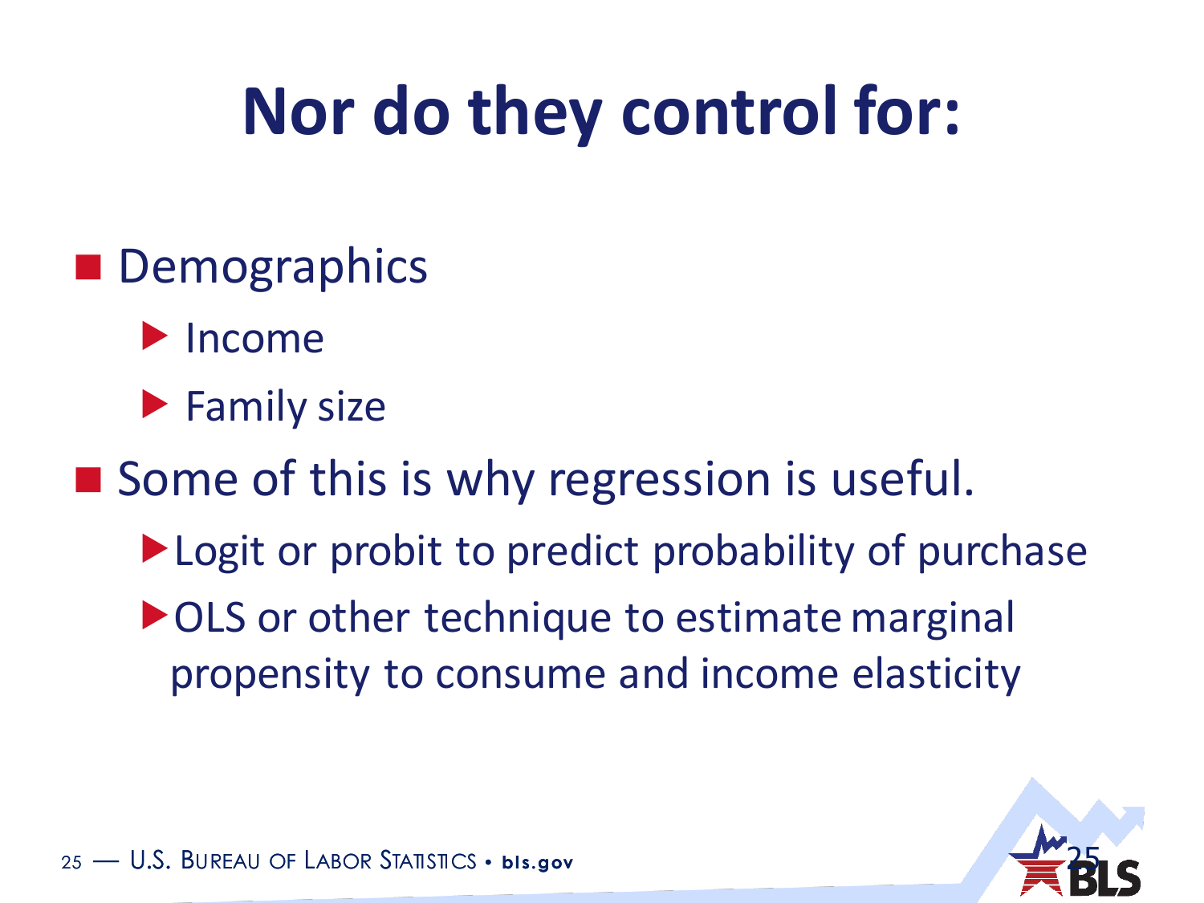# Nor do they control for:

- Demographics
  - Income
  - Family size
- Some of this is why regression is useful.
  - Logit or probit to predict probability of purchase
  - OLS or other technique to estimate marginal propensity to consume and income elasticity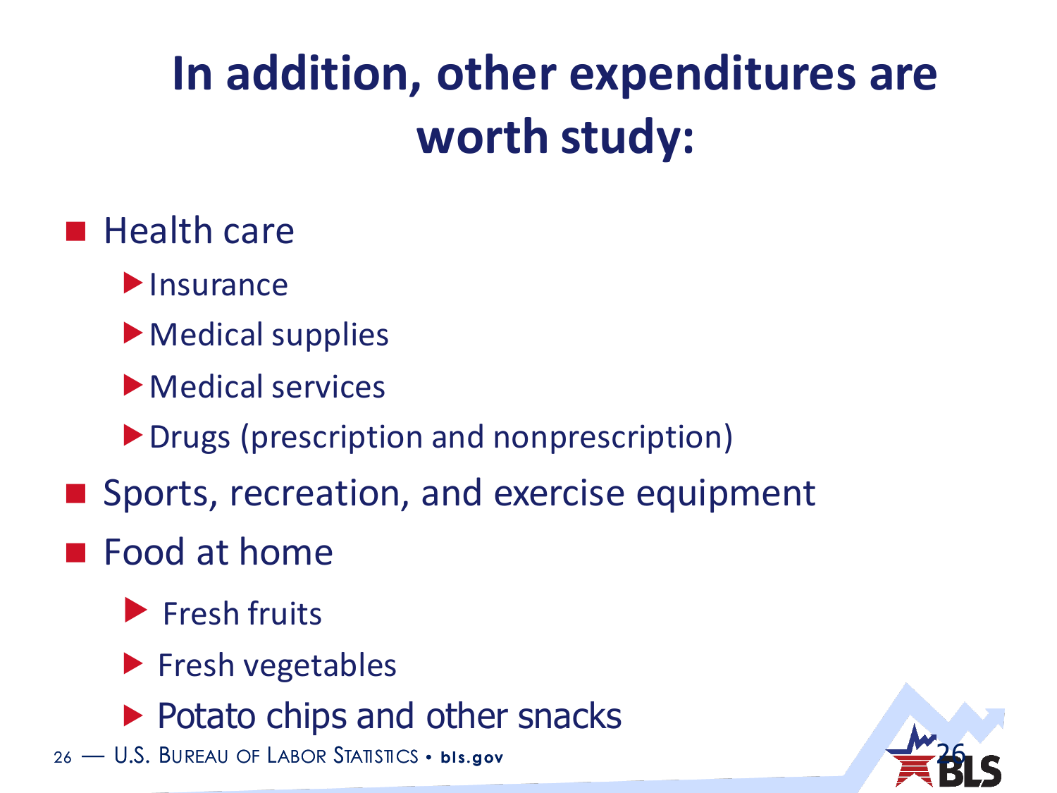# In addition, other expenditures are worth study:

- Health care
  - Insurance
  - Medical supplies
  - Medical services
  - Drugs (prescription and nonprescription)
- Sports, recreation, and exercise equipment
- Food at home
  - Fresh fruits
  - Fresh vegetables
  - Potato chips and other snacks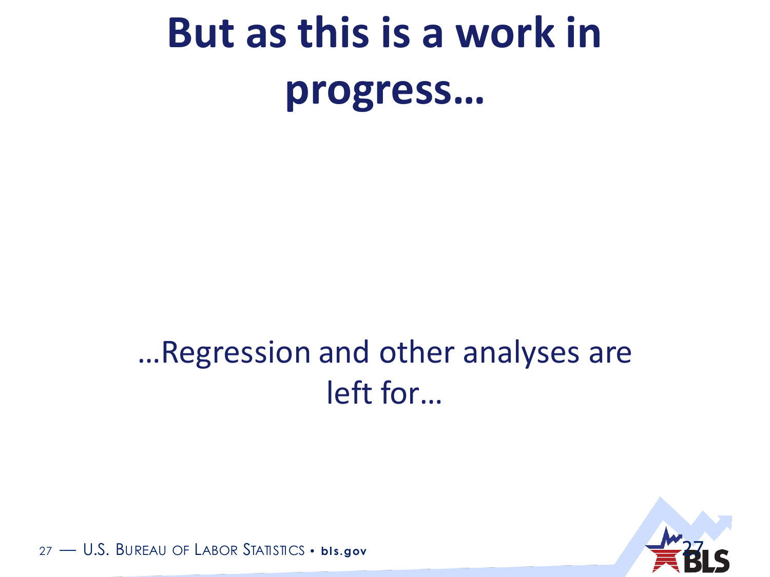# But as this is a work in progress…

…Regression and other analyses are left for…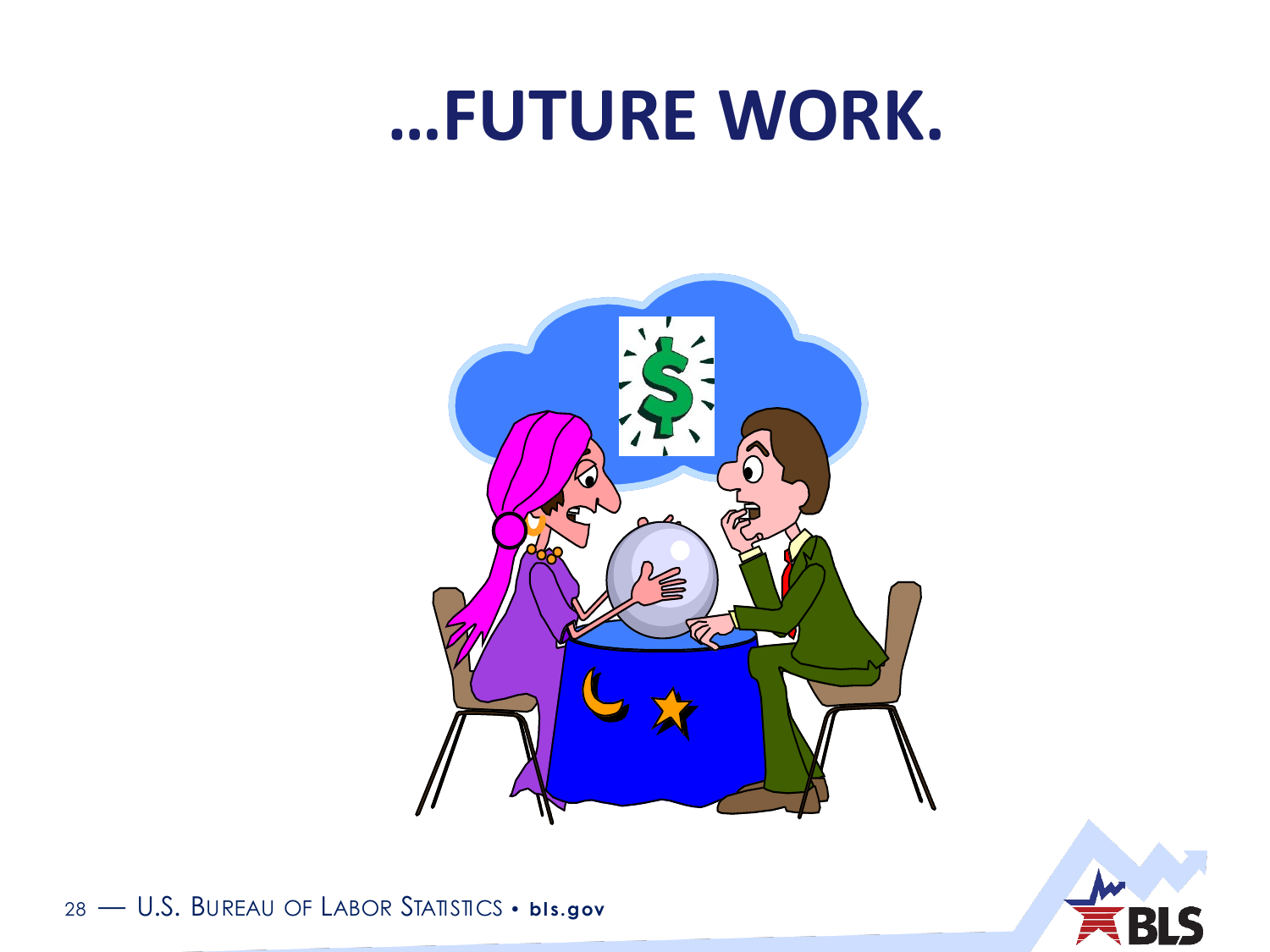# …FUTURE WORK.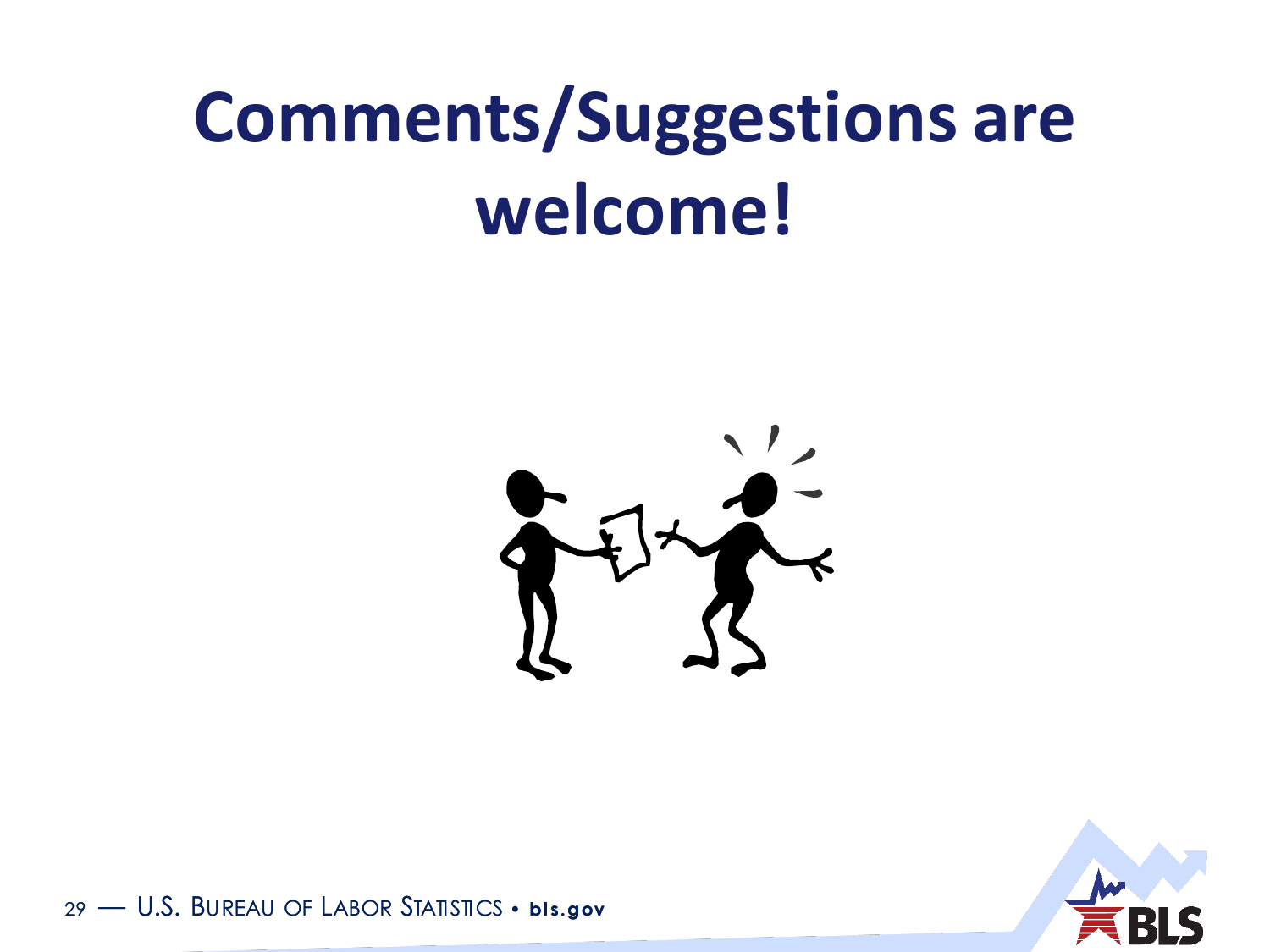# Comments/Suggestions are welcome!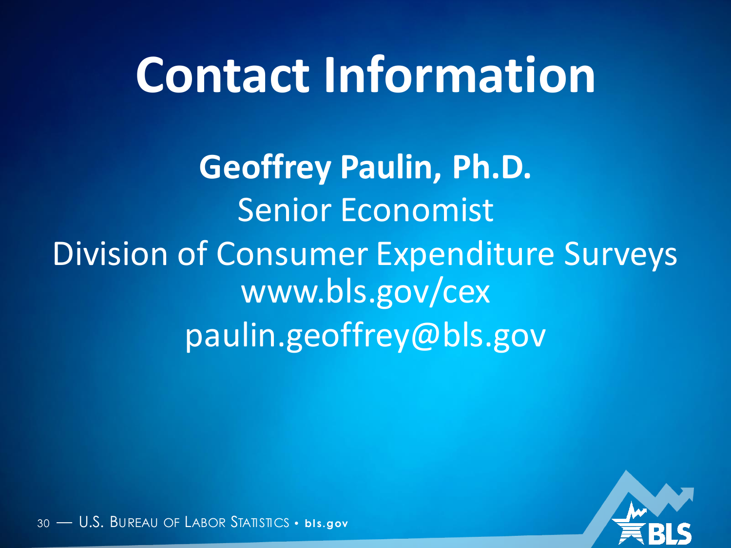# Contact Information

**Geoffrey Paulin, Ph.D.**

Senior Economist

Division of Consumer Expenditure Surveys

www.bls.gov/cex

paulin.geoffrey@bls.gov